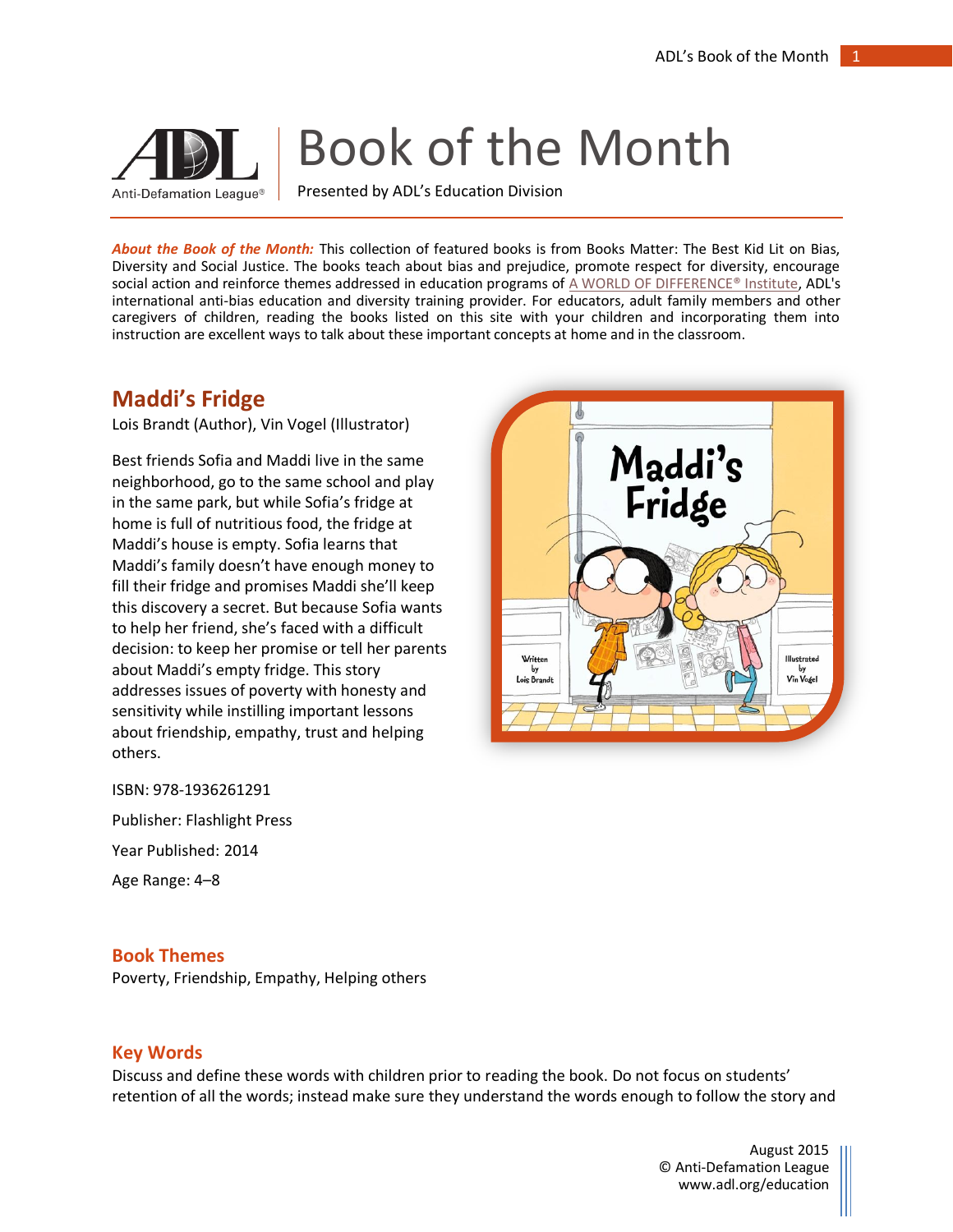# Book of the Month

Presented by ADL's Education Division

***About the Book of the Month:*** This collection of featured books is from Books Matter: The Best Kid Lit on Bias, Diversity and Social Justice. The books teach about bias and prejudice, promote respect for diversity, encourage social action and reinforce themes addressed in education programs of A WORLD OF DIFFERENCE® Institute, ADL's international anti-bias education and diversity training provider. For educators, adult family members and other caregivers of children, reading the books listed on this site with your children and incorporating them into instruction are excellent ways to talk about these important concepts at home and in the classroom.

## Maddi's Fridge

Lois Brandt (Author), Vin Vogel (Illustrator)

Best friends Sofia and Maddi live in the same neighborhood, go to the same school and play in the same park, but while Sofia's fridge at home is full of nutritious food, the fridge at Maddi's house is empty. Sofia learns that Maddi's family doesn't have enough money to fill their fridge and promises Maddi she'll keep this discovery a secret. But because Sofia wants to help her friend, she's faced with a difficult decision: to keep her promise or tell her parents about Maddi's empty fridge. This story addresses issues of poverty with honesty and sensitivity while instilling important lessons about friendship, empathy, trust and helping others.

ISBN: 978-1936261291

Publisher: Flashlight Press

Year Published: 2014

Age Range: 4–8

## Book Themes

Poverty, Friendship, Empathy, Helping others

## Key Words

Discuss and define these words with children prior to reading the book. Do not focus on students' retention of all the words; instead make sure they understand the words enough to follow the story and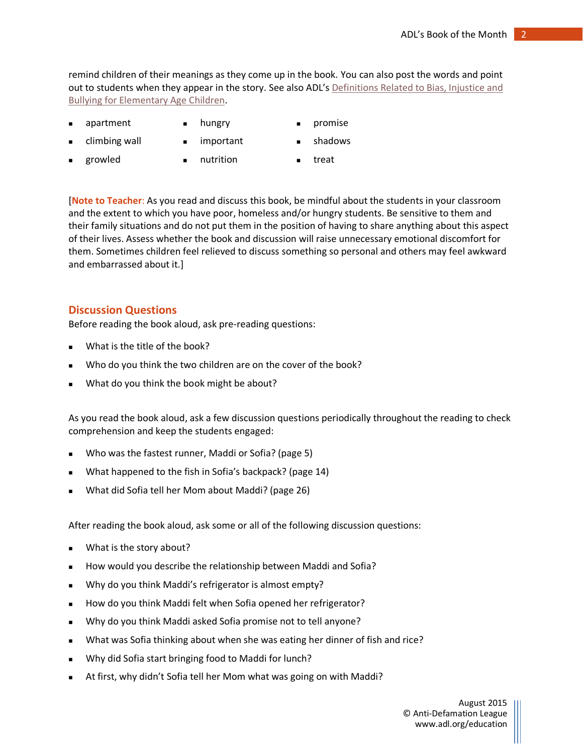remind children of their meanings as they come up in the book. You can also post the words and point out to students when they appear in the story. See also ADL's [Definitions Related to Bias, Injustice and Bullying for Elementary Age Children](#).

- apartment
- climbing wall
- growled
- hungry
- important
- nutrition
- promise
- shadows
- treat

[**Note to Teacher:** As you read and discuss this book, be mindful about the students in your classroom and the extent to which you have poor, homeless and/or hungry students. Be sensitive to them and their family situations and do not put them in the position of having to share anything about this aspect of their lives. Assess whether the book and discussion will raise unnecessary emotional discomfort for them. Sometimes children feel relieved to discuss something so personal and others may feel awkward and embarrassed about it.]

## Discussion Questions

Before reading the book aloud, ask pre-reading questions:

- What is the title of the book?
- Who do you think the two children are on the cover of the book?
- What do you think the book might be about?

As you read the book aloud, ask a few discussion questions periodically throughout the reading to check comprehension and keep the students engaged:

- Who was the fastest runner, Maddi or Sofia? (page 5)
- What happened to the fish in Sofia's backpack? (page 14)
- What did Sofia tell her Mom about Maddi? (page 26)

After reading the book aloud, ask some or all of the following discussion questions:

- What is the story about?
- How would you describe the relationship between Maddi and Sofia?
- Why do you think Maddi's refrigerator is almost empty?
- How do you think Maddi felt when Sofia opened her refrigerator?
- Why do you think Maddi asked Sofia promise not to tell anyone?
- What was Sofia thinking about when she was eating her dinner of fish and rice?
- Why did Sofia start bringing food to Maddi for lunch?
- At first, why didn't Sofia tell her Mom what was going on with Maddi?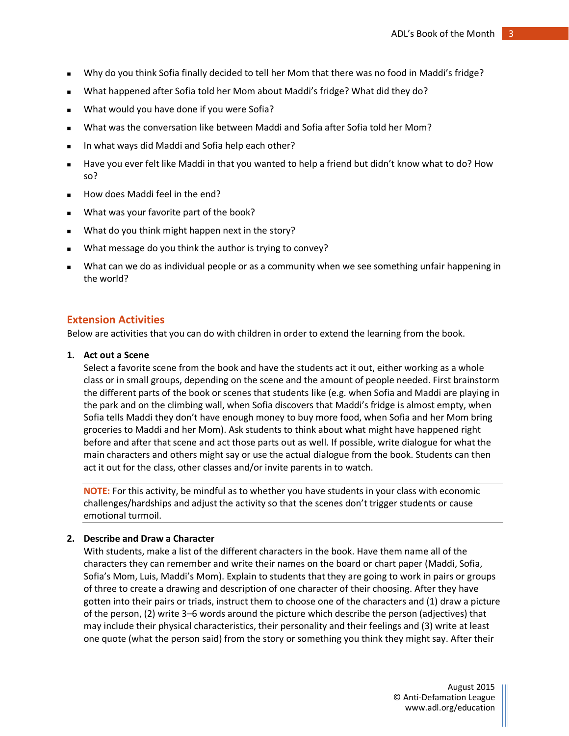- Why do you think Sofia finally decided to tell her Mom that there was no food in Maddi's fridge?
- What happened after Sofia told her Mom about Maddi's fridge? What did they do?
- What would you have done if you were Sofia?
- What was the conversation like between Maddi and Sofia after Sofia told her Mom?
- In what ways did Maddi and Sofia help each other?
- Have you ever felt like Maddi in that you wanted to help a friend but didn't know what to do? How so?
- How does Maddi feel in the end?
- What was your favorite part of the book?
- What do you think might happen next in the story?
- What message do you think the author is trying to convey?
- What can we do as individual people or as a community when we see something unfair happening in the world?

## Extension Activities

Below are activities that you can do with children in order to extend the learning from the book.

1. **Act out a Scene**

   Select a favorite scene from the book and have the students act it out, either working as a whole class or in small groups, depending on the scene and the amount of people needed. First brainstorm the different parts of the book or scenes that students like (e.g. when Sofia and Maddi are playing in the park and on the climbing wall, when Sofia discovers that Maddi's fridge is almost empty, when Sofia tells Maddi they don't have enough money to buy more food, when Sofia and her Mom bring groceries to Maddi and her Mom). Ask students to think about what might have happened right before and after that scene and act those parts out as well. If possible, write dialogue for what the main characters and others might say or use the actual dialogue from the book. Students can then act it out for the class, other classes and/or invite parents in to watch.

   ---

   **NOTE:** For this activity, be mindful as to whether you have students in your class with economic challenges/hardships and adjust the activity so that the scenes don't trigger students or cause emotional turmoil.

   ---

2. **Describe and Draw a Character**

   With students, make a list of the different characters in the book. Have them name all of the characters they can remember and write their names on the board or chart paper (Maddi, Sofia, Sofia's Mom, Luis, Maddi's Mom). Explain to students that they are going to work in pairs or groups of three to create a drawing and description of one character of their choosing. After they have gotten into their pairs or triads, instruct them to choose one of the characters and (1) draw a picture of the person, (2) write 3–6 words around the picture which describe the person (adjectives) that may include their physical characteristics, their personality and their feelings and (3) write at least one quote (what the person said) from the story or something you think they might say. After their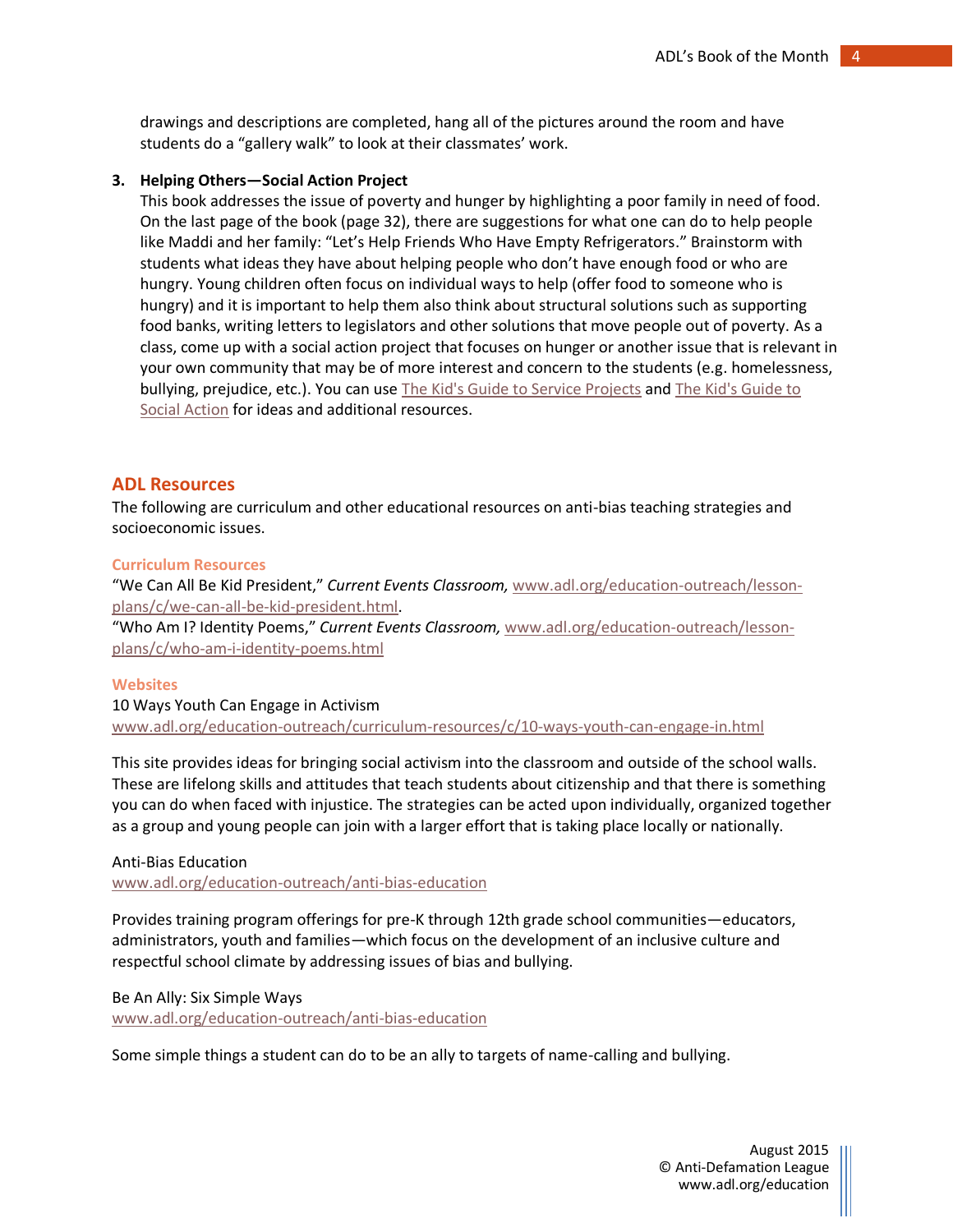drawings and descriptions are completed, hang all of the pictures around the room and have students do a "gallery walk" to look at their classmates' work.

3. **Helping Others—Social Action Project**

   This book addresses the issue of poverty and hunger by highlighting a poor family in need of food. On the last page of the book (page 32), there are suggestions for what one can do to help people like Maddi and her family: "Let's Help Friends Who Have Empty Refrigerators." Brainstorm with students what ideas they have about helping people who don't have enough food or who are hungry. Young children often focus on individual ways to help (offer food to someone who is hungry) and it is important to help them also think about structural solutions such as supporting food banks, writing letters to legislators and other solutions that move people out of poverty. As a class, come up with a social action project that focuses on hunger or another issue that is relevant in your own community that may be of more interest and concern to the students (e.g. homelessness, bullying, prejudice, etc.). You can use The Kid's Guide to Service Projects and The Kid's Guide to Social Action for ideas and additional resources.

## ADL Resources

The following are curriculum and other educational resources on anti-bias teaching strategies and socioeconomic issues.

### Curriculum Resources

"We Can All Be Kid President," *Current Events Classroom,* www.adl.org/education-outreach/lesson-plans/c/we-can-all-be-kid-president.html.

"Who Am I? Identity Poems," *Current Events Classroom,* www.adl.org/education-outreach/lesson-plans/c/who-am-i-identity-poems.html

### Websites

10 Ways Youth Can Engage in Activism
www.adl.org/education-outreach/curriculum-resources/c/10-ways-youth-can-engage-in.html

This site provides ideas for bringing social activism into the classroom and outside of the school walls. These are lifelong skills and attitudes that teach students about citizenship and that there is something you can do when faced with injustice. The strategies can be acted upon individually, organized together as a group and young people can join with a larger effort that is taking place locally or nationally.

Anti-Bias Education
www.adl.org/education-outreach/anti-bias-education

Provides training program offerings for pre-K through 12th grade school communities—educators, administrators, youth and families—which focus on the development of an inclusive culture and respectful school climate by addressing issues of bias and bullying.

Be An Ally: Six Simple Ways
www.adl.org/education-outreach/anti-bias-education

Some simple things a student can do to be an ally to targets of name-calling and bullying.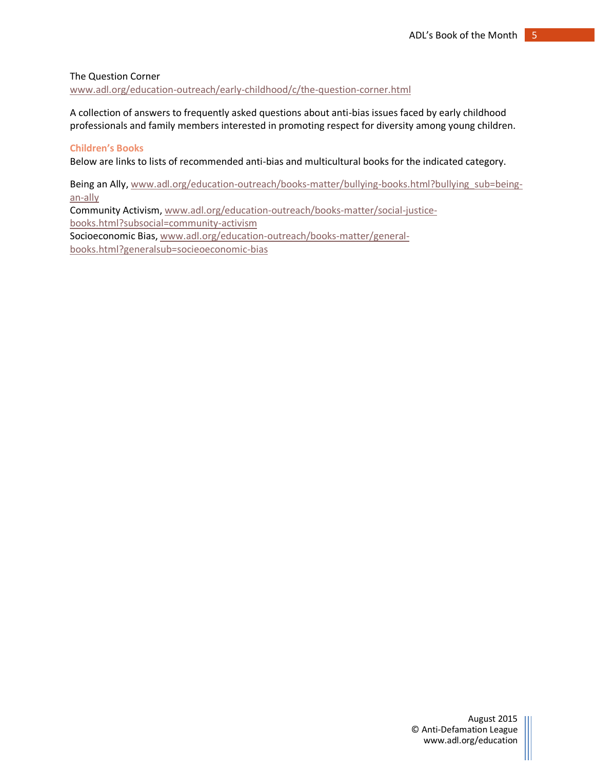The Question Corner
www.adl.org/education-outreach/early-childhood/c/the-question-corner.html

A collection of answers to frequently asked questions about anti-bias issues faced by early childhood professionals and family members interested in promoting respect for diversity among young children.

## Children's Books

Below are links to lists of recommended anti-bias and multicultural books for the indicated category.

Being an Ally, www.adl.org/education-outreach/books-matter/bullying-books.html?bullying_sub=being-an-ally
Community Activism, www.adl.org/education-outreach/books-matter/social-justice-books.html?subsocial=community-activism
Socioeconomic Bias, www.adl.org/education-outreach/books-matter/general-books.html?generalsub=socieoeconomic-bias

August 2015
© Anti-Defamation League
www.adl.org/education